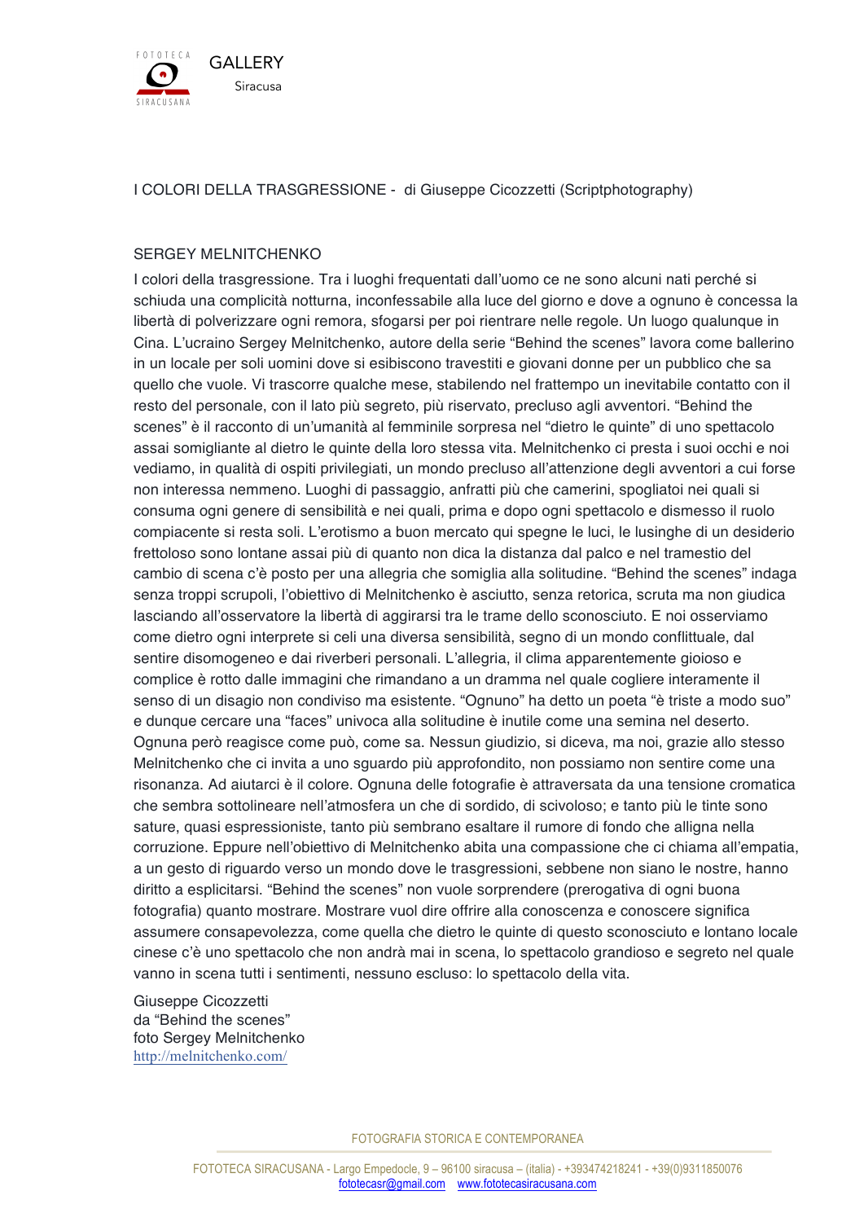FOTOTECA SIRACUSANA

GALLERY
Siracusa

I COLORI DELLA TRASGRESSIONE - di Giuseppe Cicozzetti (Scriptphotography)

SERGEY MELNITCHENKO

I colori della trasgressione. Tra i luoghi frequentati dall'uomo ce ne sono alcuni nati perché si schiuda una complicità notturna, inconfessabile alla luce del giorno e dove a ognuno è concessa la libertà di polverizzare ogni remora, sfogarsi per poi rientrare nelle regole. Un luogo qualunque in Cina. L'ucraino Sergey Melnitchenko, autore della serie "Behind the scenes" lavora come ballerino in un locale per soli uomini dove si esibiscono travestiti e giovani donne per un pubblico che sa quello che vuole. Vi trascorre qualche mese, stabilendo nel frattempo un inevitabile contatto con il resto del personale, con il lato più segreto, più riservato, precluso agli avventori. "Behind the scenes" è il racconto di un'umanità al femminile sorpresa nel "dietro le quinte" di uno spettacolo assai somigliante al dietro le quinte della loro stessa vita. Melnitchenko ci presta i suoi occhi e noi vediamo, in qualità di ospiti privilegiati, un mondo precluso all'attenzione degli avventori a cui forse non interessa nemmeno. Luoghi di passaggio, anfratti più che camerini, spogliatoi nei quali si consuma ogni genere di sensibilità e nei quali, prima e dopo ogni spettacolo e dismesso il ruolo compiacente si resta soli. L'erotismo a buon mercato qui spegne le luci, le lusinghe di un desiderio frettoloso sono lontane assai più di quanto non dica la distanza dal palco e nel tramestio del cambio di scena c'è posto per una allegria che somiglia alla solitudine. "Behind the scenes" indaga senza troppi scrupoli, l'obiettivo di Melnitchenko è asciutto, senza retorica, scruta ma non giudica lasciando all'osservatore la libertà di aggirarsi tra le trame dello sconosciuto. E noi osserviamo come dietro ogni interprete si celi una diversa sensibilità, segno di un mondo conflittuale, dal sentire disomogeneo e dai riverberi personali. L'allegria, il clima apparentemente gioioso e complice è rotto dalle immagini che rimandano a un dramma nel quale cogliere interamente il senso di un disagio non condiviso ma esistente. "Ognuno" ha detto un poeta "è triste a modo suo" e dunque cercare una "faces" univoca alla solitudine è inutile come una semina nel deserto. Ognuna però reagisce come può, come sa. Nessun giudizio, si diceva, ma noi, grazie allo stesso Melnitchenko che ci invita a uno sguardo più approfondito, non possiamo non sentire come una risonanza. Ad aiutarci è il colore. Ognuna delle fotografie è attraversata da una tensione cromatica che sembra sottolineare nell'atmosfera un che di sordido, di scivoloso; e tanto più le tinte sono sature, quasi espressioniste, tanto più sembrano esaltare il rumore di fondo che alligna nella corruzione. Eppure nell'obiettivo di Melnitchenko abita una compassione che ci chiama all'empatia, a un gesto di riguardo verso un mondo dove le trasgressioni, sebbene non siano le nostre, hanno diritto a esplicitarsi. "Behind the scenes" non vuole sorprendere (prerogativa di ogni buona fotografia) quanto mostrare. Mostrare vuol dire offrire alla conoscenza e conoscere significa assumere consapevolezza, come quella che dietro le quinte di questo sconosciuto e lontano locale cinese c'è uno spettacolo che non andrà mai in scena, lo spettacolo grandioso e segreto nel quale vanno in scena tutti i sentimenti, nessuno escluso: lo spettacolo della vita.

Giuseppe Cicozzetti  
da "Behind the scenes"  
foto Sergey Melnitchenko  
http://melnitchenko.com/

FOTOGRAFIA STORICA E CONTEMPORANEA

FOTOTECA SIRACUSANA - Largo Empedocle, 9 – 96100 siracusa – (italia) - +393474218241 - +39(0)9311850076  
fototecasr@gmail.com www.fototecasiracusana.com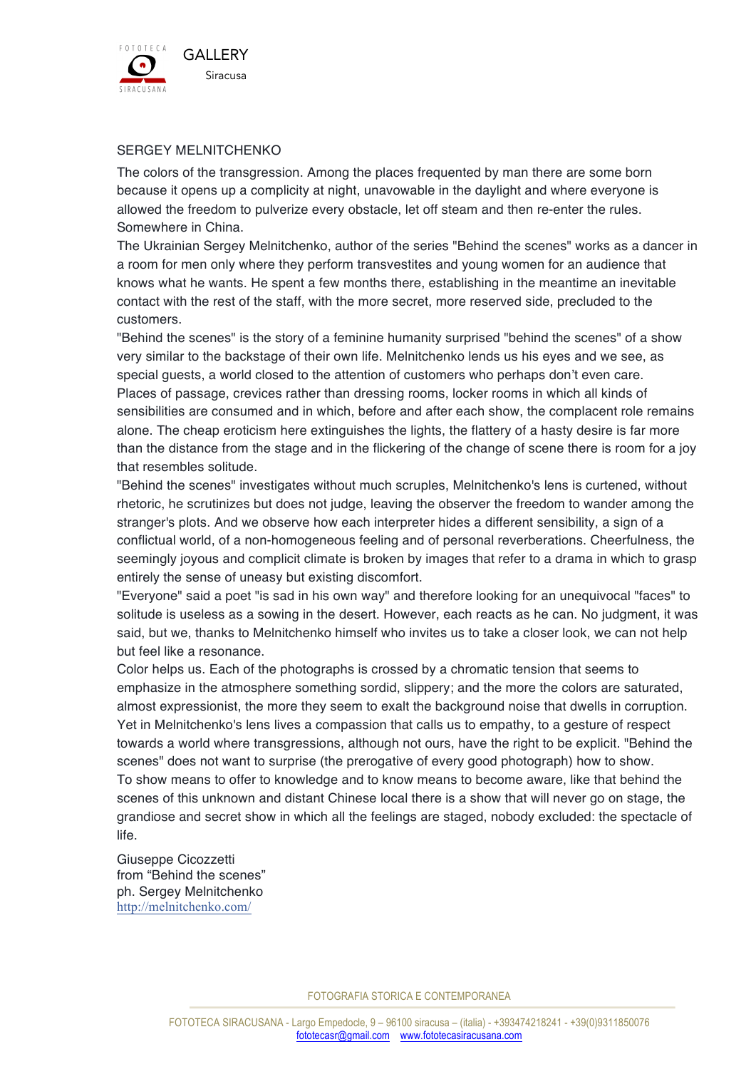FOTOTECA SIRACUSANA

GALLERY
Siracusa

SERGEY MELNITCHENKO

The colors of the transgression. Among the places frequented by man there are some born because it opens up a complicity at night, unavowable in the daylight and where everyone is allowed the freedom to pulverize every obstacle, let off steam and then re-enter the rules. Somewhere in China.

The Ukrainian Sergey Melnitchenko, author of the series "Behind the scenes" works as a dancer in a room for men only where they perform transvestites and young women for an audience that knows what he wants. He spent a few months there, establishing in the meantime an inevitable contact with the rest of the staff, with the more secret, more reserved side, precluded to the customers.

"Behind the scenes" is the story of a feminine humanity surprised "behind the scenes" of a show very similar to the backstage of their own life. Melnitchenko lends us his eyes and we see, as special guests, a world closed to the attention of customers who perhaps don't even care.

Places of passage, crevices rather than dressing rooms, locker rooms in which all kinds of sensibilities are consumed and in which, before and after each show, the complacent role remains alone. The cheap eroticism here extinguishes the lights, the flattery of a hasty desire is far more than the distance from the stage and in the flickering of the change of scene there is room for a joy that resembles solitude.

"Behind the scenes" investigates without much scruples, Melnitchenko's lens is curtened, without rhetoric, he scrutinizes but does not judge, leaving the observer the freedom to wander among the stranger's plots. And we observe how each interpreter hides a different sensibility, a sign of a conflictual world, of a non-homogeneous feeling and of personal reverberations. Cheerfulness, the seemingly joyous and complicit climate is broken by images that refer to a drama in which to grasp entirely the sense of uneasy but existing discomfort.

"Everyone" said a poet "is sad in his own way" and therefore looking for an unequivocal "faces" to solitude is useless as a sowing in the desert. However, each reacts as he can. No judgment, it was said, but we, thanks to Melnitchenko himself who invites us to take a closer look, we can not help but feel like a resonance.

Color helps us. Each of the photographs is crossed by a chromatic tension that seems to emphasize in the atmosphere something sordid, slippery; and the more the colors are saturated, almost expressionist, the more they seem to exalt the background noise that dwells in corruption. Yet in Melnitchenko's lens lives a compassion that calls us to empathy, to a gesture of respect towards a world where transgressions, although not ours, have the right to be explicit. "Behind the scenes" does not want to surprise (the prerogative of every good photograph) how to show.

To show means to offer to knowledge and to know means to become aware, like that behind the scenes of this unknown and distant Chinese local there is a show that will never go on stage, the grandiose and secret show in which all the feelings are staged, nobody excluded: the spectacle of life.

Giuseppe Cicozzetti
from "Behind the scenes"
ph. Sergey Melnitchenko
http://melnitchenko.com/

FOTOGRAFIA STORICA E CONTEMPORANEA

FOTOTECA SIRACUSANA - Largo Empedocle, 9 – 96100 siracusa – (italia) - +393474218241 - +39(0)9311850076
fototecasr@gmail.com www.fototecasiracusana.com